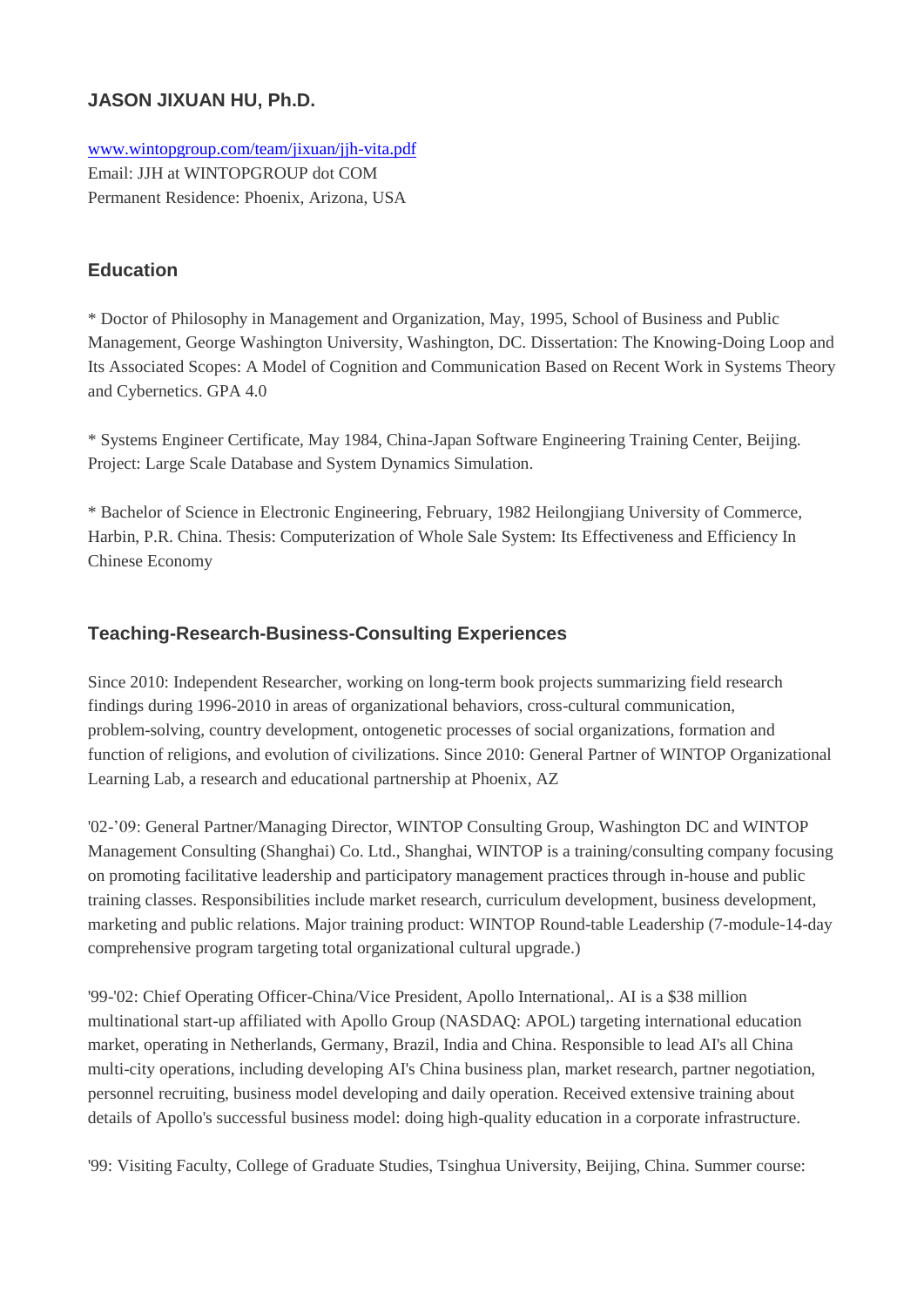# JASON JIXUAN HU, Ph.D.

www.wintopgroup.com/team/jixuan/jjh-vita.pdf
Email: JJH at WINTOPGROUP dot COM
Permanent Residence: Phoenix, Arizona, USA

## Education

* Doctor of Philosophy in Management and Organization, May, 1995, School of Business and Public Management, George Washington University, Washington, DC. Dissertation: The Knowing-Doing Loop and Its Associated Scopes: A Model of Cognition and Communication Based on Recent Work in Systems Theory and Cybernetics. GPA 4.0

* Systems Engineer Certificate, May 1984, China-Japan Software Engineering Training Center, Beijing. Project: Large Scale Database and System Dynamics Simulation.

* Bachelor of Science in Electronic Engineering, February, 1982 Heilongjiang University of Commerce, Harbin, P.R. China. Thesis: Computerization of Whole Sale System: Its Effectiveness and Efficiency In Chinese Economy

## Teaching-Research-Business-Consulting Experiences

Since 2010: Independent Researcher, working on long-term book projects summarizing field research findings during 1996-2010 in areas of organizational behaviors, cross-cultural communication, problem-solving, country development, ontogenetic processes of social organizations, formation and function of religions, and evolution of civilizations. Since 2010: General Partner of WINTOP Organizational Learning Lab, a research and educational partnership at Phoenix, AZ

'02-'09: General Partner/Managing Director, WINTOP Consulting Group, Washington DC and WINTOP Management Consulting (Shanghai) Co. Ltd., Shanghai, WINTOP is a training/consulting company focusing on promoting facilitative leadership and participatory management practices through in-house and public training classes. Responsibilities include market research, curriculum development, business development, marketing and public relations. Major training product: WINTOP Round-table Leadership (7-module-14-day comprehensive program targeting total organizational cultural upgrade.)

'99-'02: Chief Operating Officer-China/Vice President, Apollo International,. AI is a $38 million multinational start-up affiliated with Apollo Group (NASDAQ: APOL) targeting international education market, operating in Netherlands, Germany, Brazil, India and China. Responsible to lead AI's all China multi-city operations, including developing AI's China business plan, market research, partner negotiation, personnel recruiting, business model developing and daily operation. Received extensive training about details of Apollo's successful business model: doing high-quality education in a corporate infrastructure.

'99: Visiting Faculty, College of Graduate Studies, Tsinghua University, Beijing, China. Summer course: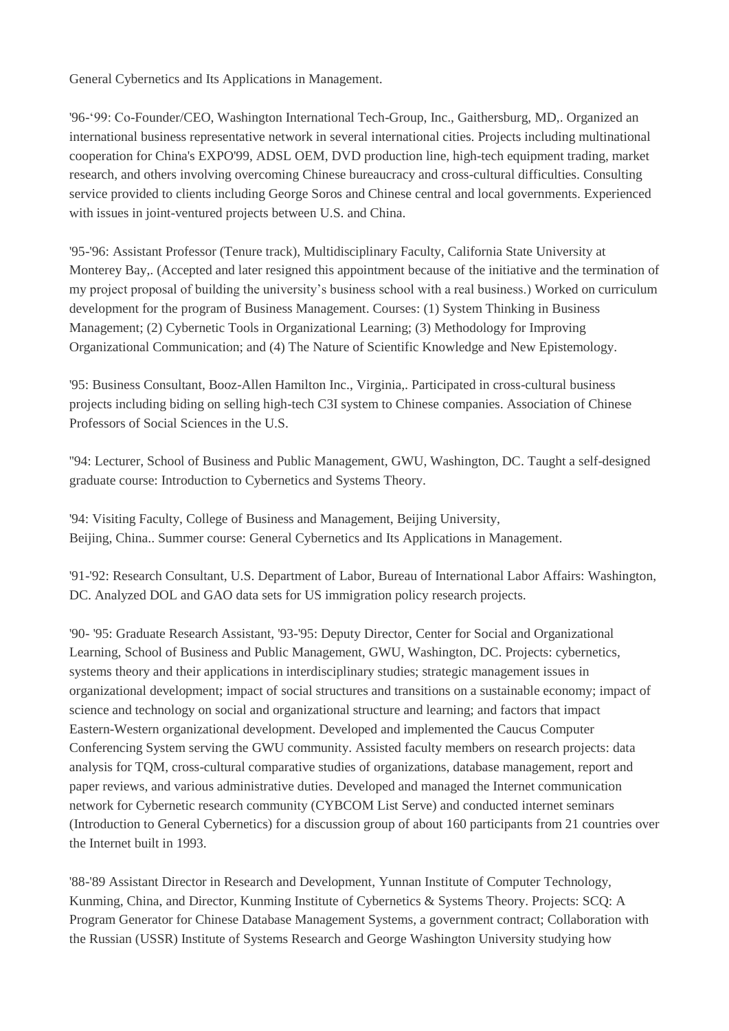General Cybernetics and Its Applications in Management.

'96-'99: Co-Founder/CEO, Washington International Tech-Group, Inc., Gaithersburg, MD,. Organized an international business representative network in several international cities. Projects including multinational cooperation for China's EXPO'99, ADSL OEM, DVD production line, high-tech equipment trading, market research, and others involving overcoming Chinese bureaucracy and cross-cultural difficulties. Consulting service provided to clients including George Soros and Chinese central and local governments. Experienced with issues in joint-ventured projects between U.S. and China.

'95-'96: Assistant Professor (Tenure track), Multidisciplinary Faculty, California State University at Monterey Bay,. (Accepted and later resigned this appointment because of the initiative and the termination of my project proposal of building the university's business school with a real business.) Worked on curriculum development for the program of Business Management. Courses: (1) System Thinking in Business Management; (2) Cybernetic Tools in Organizational Learning; (3) Methodology for Improving Organizational Communication; and (4) The Nature of Scientific Knowledge and New Epistemology.

'95: Business Consultant, Booz-Allen Hamilton Inc., Virginia,. Participated in cross-cultural business projects including biding on selling high-tech C3I system to Chinese companies. Association of Chinese Professors of Social Sciences in the U.S.

''94: Lecturer, School of Business and Public Management, GWU, Washington, DC. Taught a self-designed graduate course: Introduction to Cybernetics and Systems Theory.

'94: Visiting Faculty, College of Business and Management, Beijing University, Beijing, China.. Summer course: General Cybernetics and Its Applications in Management.

'91-'92: Research Consultant, U.S. Department of Labor, Bureau of International Labor Affairs: Washington, DC. Analyzed DOL and GAO data sets for US immigration policy research projects.

'90- '95: Graduate Research Assistant, '93-'95: Deputy Director, Center for Social and Organizational Learning, School of Business and Public Management, GWU, Washington, DC. Projects: cybernetics, systems theory and their applications in interdisciplinary studies; strategic management issues in organizational development; impact of social structures and transitions on a sustainable economy; impact of science and technology on social and organizational structure and learning; and factors that impact Eastern-Western organizational development. Developed and implemented the Caucus Computer Conferencing System serving the GWU community. Assisted faculty members on research projects: data analysis for TQM, cross-cultural comparative studies of organizations, database management, report and paper reviews, and various administrative duties. Developed and managed the Internet communication network for Cybernetic research community (CYBCOM List Serve) and conducted internet seminars (Introduction to General Cybernetics) for a discussion group of about 160 participants from 21 countries over the Internet built in 1993.

'88-'89 Assistant Director in Research and Development, Yunnan Institute of Computer Technology, Kunming, China, and Director, Kunming Institute of Cybernetics & Systems Theory. Projects: SCQ: A Program Generator for Chinese Database Management Systems, a government contract; Collaboration with the Russian (USSR) Institute of Systems Research and George Washington University studying how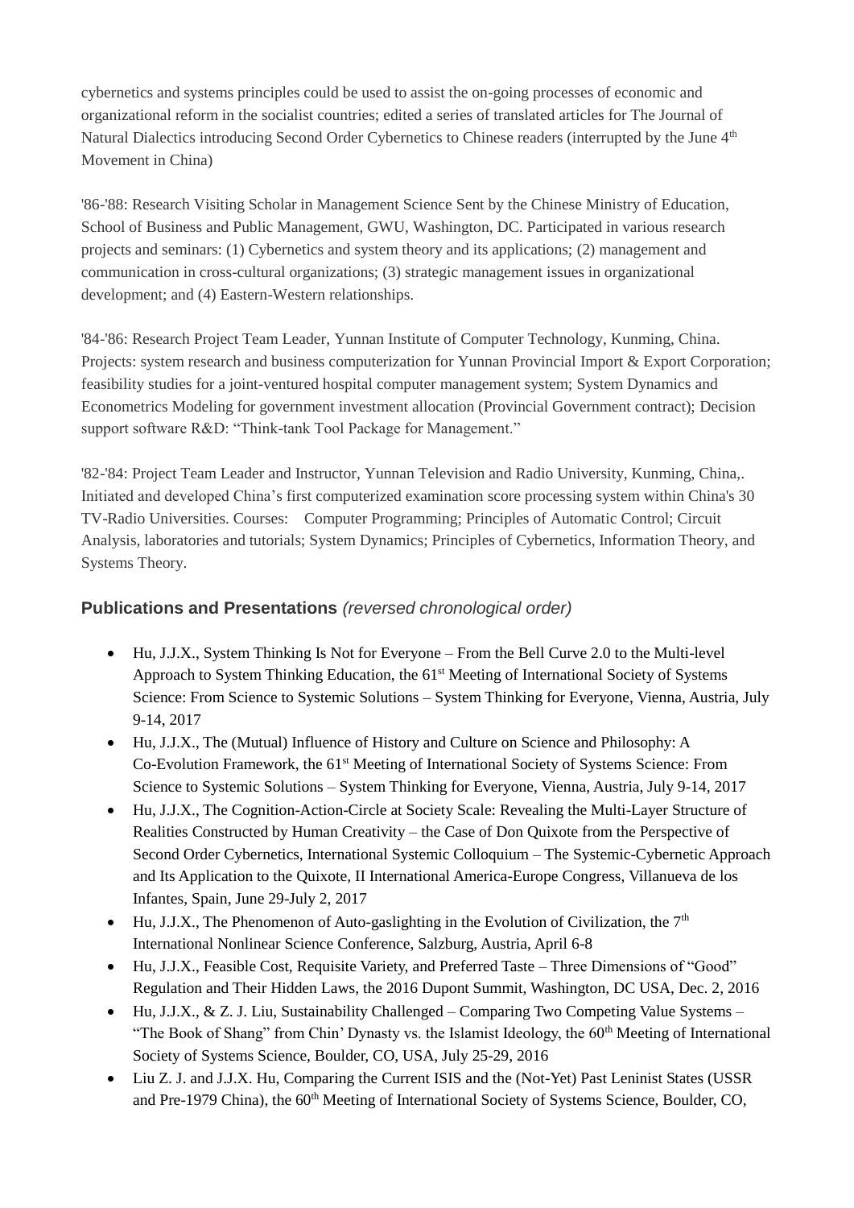cybernetics and systems principles could be used to assist the on-going processes of economic and organizational reform in the socialist countries; edited a series of translated articles for The Journal of Natural Dialectics introducing Second Order Cybernetics to Chinese readers (interrupted by the June 4th Movement in China)

'86-'88: Research Visiting Scholar in Management Science Sent by the Chinese Ministry of Education, School of Business and Public Management, GWU, Washington, DC. Participated in various research projects and seminars: (1) Cybernetics and system theory and its applications; (2) management and communication in cross-cultural organizations; (3) strategic management issues in organizational development; and (4) Eastern-Western relationships.

'84-'86: Research Project Team Leader, Yunnan Institute of Computer Technology, Kunming, China. Projects: system research and business computerization for Yunnan Provincial Import & Export Corporation; feasibility studies for a joint-ventured hospital computer management system; System Dynamics and Econometrics Modeling for government investment allocation (Provincial Government contract); Decision support software R&D: "Think-tank Tool Package for Management."

'82-'84: Project Team Leader and Instructor, Yunnan Television and Radio University, Kunming, China,. Initiated and developed China's first computerized examination score processing system within China's 30 TV-Radio Universities. Courses: Computer Programming; Principles of Automatic Control; Circuit Analysis, laboratories and tutorials; System Dynamics; Principles of Cybernetics, Information Theory, and Systems Theory.

## Publications and Presentations *(reversed chronological order)*

- Hu, J.J.X., System Thinking Is Not for Everyone – From the Bell Curve 2.0 to the Multi-level Approach to System Thinking Education, the 61st Meeting of International Society of Systems Science: From Science to Systemic Solutions – System Thinking for Everyone, Vienna, Austria, July 9-14, 2017
- Hu, J.J.X., The (Mutual) Influence of History and Culture on Science and Philosophy: A Co-Evolution Framework, the 61st Meeting of International Society of Systems Science: From Science to Systemic Solutions – System Thinking for Everyone, Vienna, Austria, July 9-14, 2017
- Hu, J.J.X., The Cognition-Action-Circle at Society Scale: Revealing the Multi-Layer Structure of Realities Constructed by Human Creativity – the Case of Don Quixote from the Perspective of Second Order Cybernetics, International Systemic Colloquium – The Systemic-Cybernetic Approach and Its Application to the Quixote, II International America-Europe Congress, Villanueva de los Infantes, Spain, June 29-July 2, 2017
- Hu, J.J.X., The Phenomenon of Auto-gaslighting in the Evolution of Civilization, the 7th International Nonlinear Science Conference, Salzburg, Austria, April 6-8
- Hu, J.J.X., Feasible Cost, Requisite Variety, and Preferred Taste – Three Dimensions of "Good" Regulation and Their Hidden Laws, the 2016 Dupont Summit, Washington, DC USA, Dec. 2, 2016
- Hu, J.J.X., & Z. J. Liu, Sustainability Challenged – Comparing Two Competing Value Systems – "The Book of Shang" from Chin' Dynasty vs. the Islamist Ideology, the 60th Meeting of International Society of Systems Science, Boulder, CO, USA, July 25-29, 2016
- Liu Z. J. and J.J.X. Hu, Comparing the Current ISIS and the (Not-Yet) Past Leninist States (USSR and Pre-1979 China), the 60th Meeting of International Society of Systems Science, Boulder, CO,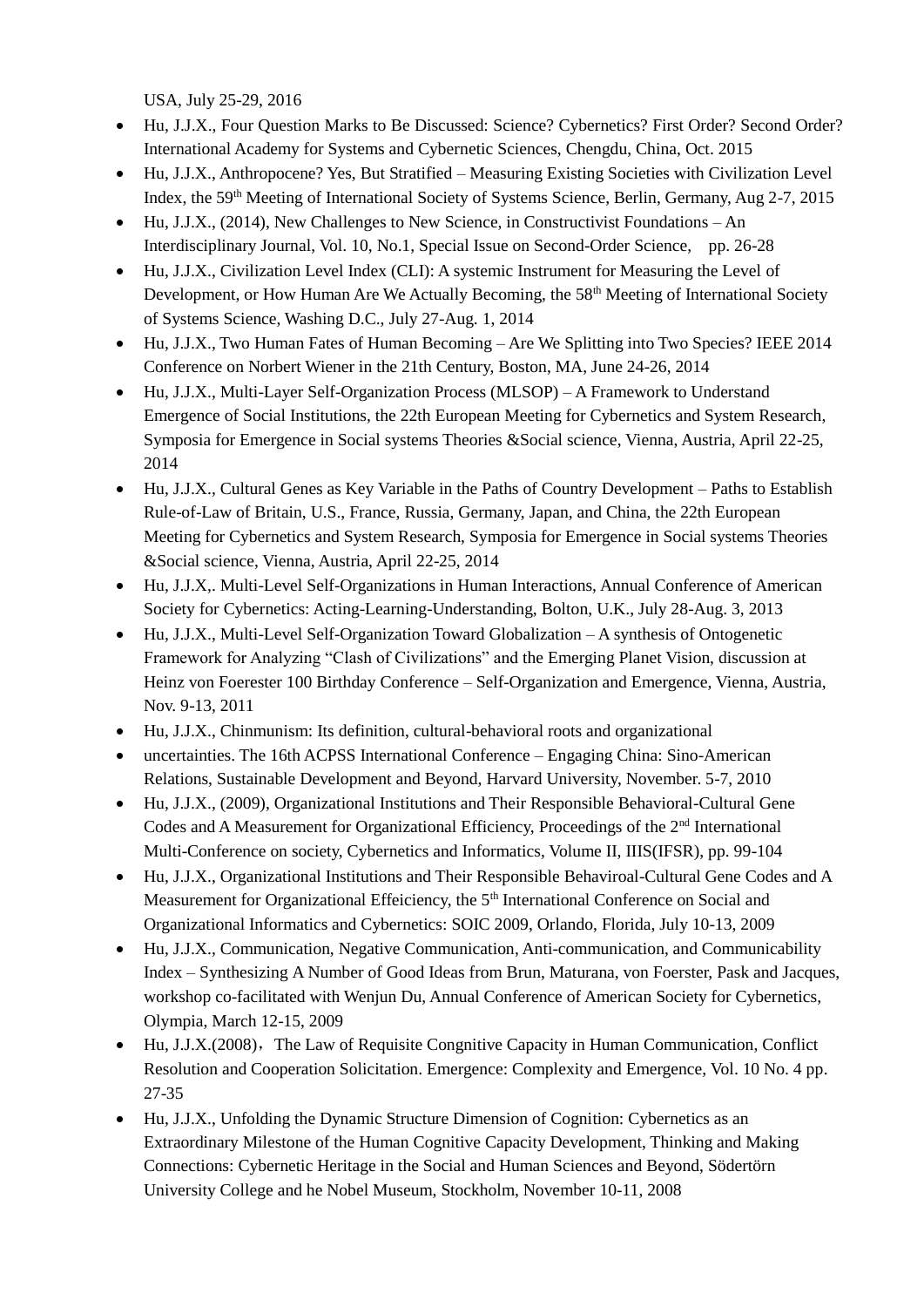USA, July 25-29, 2016

- Hu, J.J.X., Four Question Marks to Be Discussed: Science? Cybernetics? First Order? Second Order? International Academy for Systems and Cybernetic Sciences, Chengdu, China, Oct. 2015
- Hu, J.J.X., Anthropocene? Yes, But Stratified – Measuring Existing Societies with Civilization Level Index, the 59th Meeting of International Society of Systems Science, Berlin, Germany, Aug 2-7, 2015
- Hu, J.J.X., (2014), New Challenges to New Science, in Constructivist Foundations – An Interdisciplinary Journal, Vol. 10, No.1, Special Issue on Second-Order Science, pp. 26-28
- Hu, J.J.X., Civilization Level Index (CLI): A systemic Instrument for Measuring the Level of Development, or How Human Are We Actually Becoming, the 58th Meeting of International Society of Systems Science, Washing D.C., July 27-Aug. 1, 2014
- Hu, J.J.X., Two Human Fates of Human Becoming – Are We Splitting into Two Species? IEEE 2014 Conference on Norbert Wiener in the 21th Century, Boston, MA, June 24-26, 2014
- Hu, J.J.X., Multi-Layer Self-Organization Process (MLSOP) – A Framework to Understand Emergence of Social Institutions, the 22th European Meeting for Cybernetics and System Research, Symposia for Emergence in Social systems Theories &Social science, Vienna, Austria, April 22-25, 2014
- Hu, J.J.X., Cultural Genes as Key Variable in the Paths of Country Development – Paths to Establish Rule-of-Law of Britain, U.S., France, Russia, Germany, Japan, and China, the 22th European Meeting for Cybernetics and System Research, Symposia for Emergence in Social systems Theories &Social science, Vienna, Austria, April 22-25, 2014
- Hu, J.J.X,. Multi-Level Self-Organizations in Human Interactions, Annual Conference of American Society for Cybernetics: Acting-Learning-Understanding, Bolton, U.K., July 28-Aug. 3, 2013
- Hu, J.J.X., Multi-Level Self-Organization Toward Globalization – A synthesis of Ontogenetic Framework for Analyzing "Clash of Civilizations" and the Emerging Planet Vision, discussion at Heinz von Foerester 100 Birthday Conference – Self-Organization and Emergence, Vienna, Austria, Nov. 9-13, 2011
- Hu, J.J.X., Chinmunism: Its definition, cultural-behavioral roots and organizational
- uncertainties. The 16th ACPSS International Conference – Engaging China: Sino-American Relations, Sustainable Development and Beyond, Harvard University, November. 5-7, 2010
- Hu, J.J.X., (2009), Organizational Institutions and Their Responsible Behavioral-Cultural Gene Codes and A Measurement for Organizational Efficiency, Proceedings of the 2nd International Multi-Conference on society, Cybernetics and Informatics, Volume II, IIIS(IFSR), pp. 99-104
- Hu, J.J.X., Organizational Institutions and Their Responsible Behaviroal-Cultural Gene Codes and A Measurement for Organizational Effeiciency, the 5th International Conference on Social and Organizational Informatics and Cybernetics: SOIC 2009, Orlando, Florida, July 10-13, 2009
- Hu, J.J.X., Communication, Negative Communication, Anti-communication, and Communicability Index – Synthesizing A Number of Good Ideas from Brun, Maturana, von Foerster, Pask and Jacques, workshop co-facilitated with Wenjun Du, Annual Conference of American Society for Cybernetics, Olympia, March 12-15, 2009
- Hu, J.J.X.(2008)，The Law of Requisite Congnitive Capacity in Human Communication, Conflict Resolution and Cooperation Solicitation. Emergence: Complexity and Emergence, Vol. 10 No. 4 pp. 27-35
- Hu, J.J.X., Unfolding the Dynamic Structure Dimension of Cognition: Cybernetics as an Extraordinary Milestone of the Human Cognitive Capacity Development, Thinking and Making Connections: Cybernetic Heritage in the Social and Human Sciences and Beyond, Södertörn University College and he Nobel Museum, Stockholm, November 10-11, 2008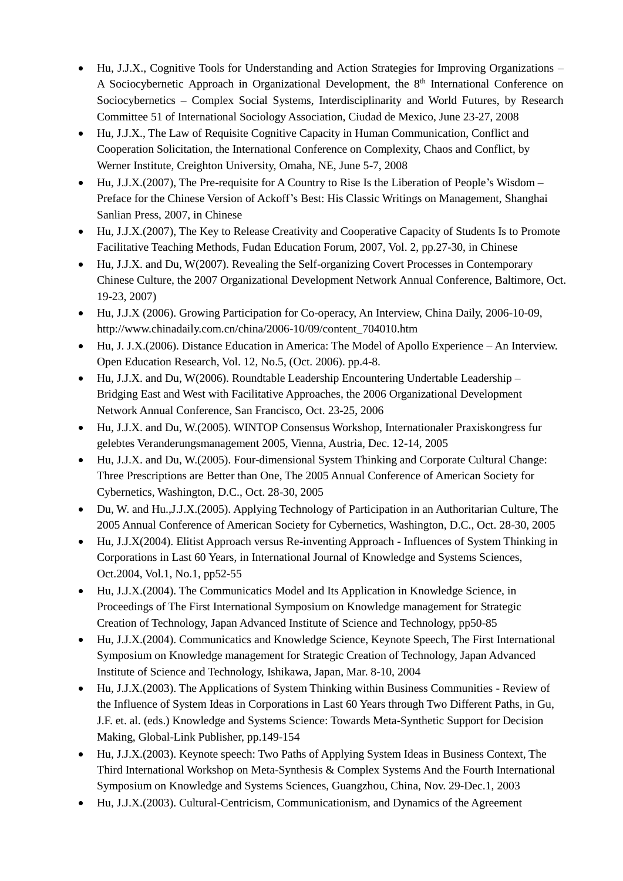- Hu, J.J.X., Cognitive Tools for Understanding and Action Strategies for Improving Organizations – A Sociocybernetic Approach in Organizational Development, the 8th International Conference on Sociocybernetics – Complex Social Systems, Interdisciplinarity and World Futures, by Research Committee 51 of International Sociology Association, Ciudad de Mexico, June 23-27, 2008
- Hu, J.J.X., The Law of Requisite Cognitive Capacity in Human Communication, Conflict and Cooperation Solicitation, the International Conference on Complexity, Chaos and Conflict, by Werner Institute, Creighton University, Omaha, NE, June 5-7, 2008
- Hu, J.J.X.(2007), The Pre-requisite for A Country to Rise Is the Liberation of People's Wisdom – Preface for the Chinese Version of Ackoff's Best: His Classic Writings on Management, Shanghai Sanlian Press, 2007, in Chinese
- Hu, J.J.X.(2007), The Key to Release Creativity and Cooperative Capacity of Students Is to Promote Facilitative Teaching Methods, Fudan Education Forum, 2007, Vol. 2, pp.27-30, in Chinese
- Hu, J.J.X. and Du, W(2007). Revealing the Self-organizing Covert Processes in Contemporary Chinese Culture, the 2007 Organizational Development Network Annual Conference, Baltimore, Oct. 19-23, 2007)
- Hu, J.J.X (2006). Growing Participation for Co-operacy, An Interview, China Daily, 2006-10-09, http://www.chinadaily.com.cn/china/2006-10/09/content_704010.htm
- Hu, J. J.X.(2006). Distance Education in America: The Model of Apollo Experience – An Interview. Open Education Research, Vol. 12, No.5, (Oct. 2006). pp.4-8.
- Hu, J.J.X. and Du, W(2006). Roundtable Leadership Encountering Undertable Leadership – Bridging East and West with Facilitative Approaches, the 2006 Organizational Development Network Annual Conference, San Francisco, Oct. 23-25, 2006
- Hu, J.J.X. and Du, W.(2005). WINTOP Consensus Workshop, Internationaler Praxiskongress fur gelebtes Veranderungsmanagement 2005, Vienna, Austria, Dec. 12-14, 2005
- Hu, J.J.X. and Du, W.(2005). Four-dimensional System Thinking and Corporate Cultural Change: Three Prescriptions are Better than One, The 2005 Annual Conference of American Society for Cybernetics, Washington, D.C., Oct. 28-30, 2005
- Du, W. and Hu.,J.J.X.(2005). Applying Technology of Participation in an Authoritarian Culture, The 2005 Annual Conference of American Society for Cybernetics, Washington, D.C., Oct. 28-30, 2005
- Hu, J.J.X(2004). Elitist Approach versus Re-inventing Approach - Influences of System Thinking in Corporations in Last 60 Years, in International Journal of Knowledge and Systems Sciences, Oct.2004, Vol.1, No.1, pp52-55
- Hu, J.J.X.(2004). The Communicatics Model and Its Application in Knowledge Science, in Proceedings of The First International Symposium on Knowledge management for Strategic Creation of Technology, Japan Advanced Institute of Science and Technology, pp50-85
- Hu, J.J.X.(2004). Communicatics and Knowledge Science, Keynote Speech, The First International Symposium on Knowledge management for Strategic Creation of Technology, Japan Advanced Institute of Science and Technology, Ishikawa, Japan, Mar. 8-10, 2004
- Hu, J.J.X.(2003). The Applications of System Thinking within Business Communities - Review of the Influence of System Ideas in Corporations in Last 60 Years through Two Different Paths, in Gu, J.F. et. al. (eds.) Knowledge and Systems Science: Towards Meta-Synthetic Support for Decision Making, Global-Link Publisher, pp.149-154
- Hu, J.J.X.(2003). Keynote speech: Two Paths of Applying System Ideas in Business Context, The Third International Workshop on Meta-Synthesis & Complex Systems And the Fourth International Symposium on Knowledge and Systems Sciences, Guangzhou, China, Nov. 29-Dec.1, 2003
- Hu, J.J.X.(2003). Cultural-Centricism, Communicationism, and Dynamics of the Agreement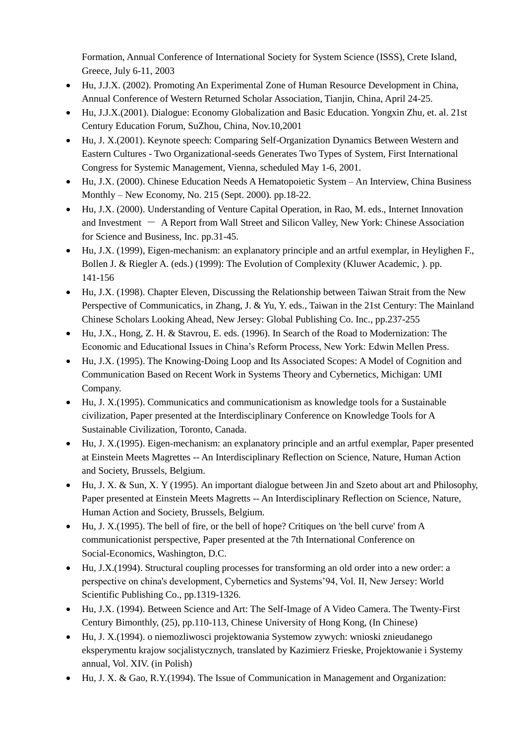Formation, Annual Conference of International Society for System Science (ISSS), Crete Island, Greece, July 6-11, 2003

- Hu, J.J.X. (2002). Promoting An Experimental Zone of Human Resource Development in China, Annual Conference of Western Returned Scholar Association, Tianjin, China, April 24-25.
- Hu, J.J.X.(2001). Dialogue: Economy Globalization and Basic Education. Yongxin Zhu, et. al. 21st Century Education Forum, SuZhou, China, Nov.10,2001
- Hu, J. X.(2001). Keynote speech: Comparing Self-Organization Dynamics Between Western and Eastern Cultures - Two Organizational-seeds Generates Two Types of System, First International Congress for Systemic Management, Vienna, scheduled May 1-6, 2001.
- Hu, J.X. (2000). Chinese Education Needs A Hematopoietic System – An Interview, China Business Monthly – New Economy, No. 215 (Sept. 2000). pp.18-22.
- Hu, J.X. (2000). Understanding of Venture Capital Operation, in Rao, M. eds., Internet Innovation and Investment － A Report from Wall Street and Silicon Valley, New York: Chinese Association for Science and Business, Inc. pp.31-45.
- Hu, J.X. (1999), Eigen-mechanism: an explanatory principle and an artful exemplar, in Heylighen F., Bollen J. & Riegler A. (eds.) (1999): The Evolution of Complexity (Kluwer Academic, ). pp. 141-156
- Hu, J.X. (1998). Chapter Eleven, Discussing the Relationship between Taiwan Strait from the New Perspective of Communicatics, in Zhang, J. & Yu, Y. eds., Taiwan in the 21st Century: The Mainland Chinese Scholars Looking Ahead, New Jersey: Global Publishing Co. Inc., pp.237-255
- Hu, J.X., Hong, Z. H. & Stavrou, E. eds. (1996). In Search of the Road to Modernization: The Economic and Educational Issues in China's Reform Process, New York: Edwin Mellen Press.
- Hu, J.X. (1995). The Knowing-Doing Loop and Its Associated Scopes: A Model of Cognition and Communication Based on Recent Work in Systems Theory and Cybernetics, Michigan: UMI Company.
- Hu, J. X.(1995). Communicatics and communicationism as knowledge tools for a Sustainable civilization, Paper presented at the Interdisciplinary Conference on Knowledge Tools for A Sustainable Civilization, Toronto, Canada.
- Hu, J. X.(1995). Eigen-mechanism: an explanatory principle and an artful exemplar, Paper presented at Einstein Meets Magrettes -- An Interdisciplinary Reflection on Science, Nature, Human Action and Society, Brussels, Belgium.
- Hu, J. X. & Sun, X. Y (1995). An important dialogue between Jin and Szeto about art and Philosophy, Paper presented at Einstein Meets Magretts -- An Interdisciplinary Reflection on Science, Nature, Human Action and Society, Brussels, Belgium.
- Hu, J. X.(1995). The bell of fire, or the bell of hope? Critiques on 'the bell curve' from A communicationist perspective, Paper presented at the 7th International Conference on Social-Economics, Washington, D.C.
- Hu, J.X.(1994). Structural coupling processes for transforming an old order into a new order: a perspective on china's development, Cybernetics and Systems'94, Vol. II, New Jersey: World Scientific Publishing Co., pp.1319-1326.
- Hu, J.X. (1994). Between Science and Art: The Self-Image of A Video Camera. The Twenty-First Century Bimonthly, (25), pp.110-113, Chinese University of Hong Kong, (In Chinese)
- Hu, J. X.(1994). o niemozliwosci projektowania Systemow zywych: wnioski znieudanego eksperymentu krajow socjalistycznych, translated by Kazimierz Frieske, Projektowanie i Systemy annual, Vol. XIV. (in Polish)
- Hu, J. X. & Gao, R.Y.(1994). The Issue of Communication in Management and Organization: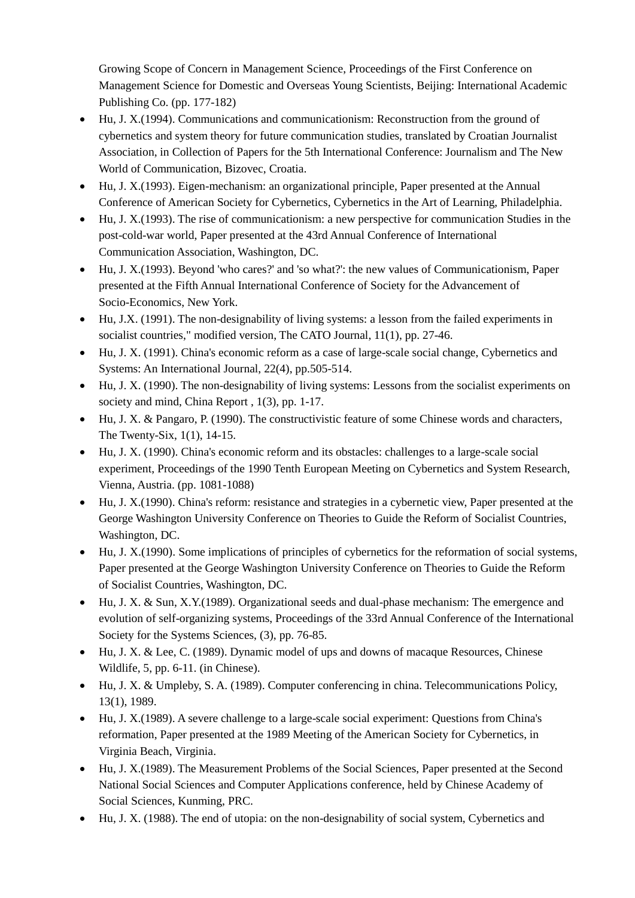Growing Scope of Concern in Management Science, Proceedings of the First Conference on Management Science for Domestic and Overseas Young Scientists, Beijing: International Academic Publishing Co. (pp. 177-182)

- Hu, J. X.(1994). Communications and communicationism: Reconstruction from the ground of cybernetics and system theory for future communication studies, translated by Croatian Journalist Association, in Collection of Papers for the 5th International Conference: Journalism and The New World of Communication, Bizovec, Croatia.
- Hu, J. X.(1993). Eigen-mechanism: an organizational principle, Paper presented at the Annual Conference of American Society for Cybernetics, Cybernetics in the Art of Learning, Philadelphia.
- Hu, J. X.(1993). The rise of communicationism: a new perspective for communication Studies in the post-cold-war world, Paper presented at the 43rd Annual Conference of International Communication Association, Washington, DC.
- Hu, J. X.(1993). Beyond 'who cares?' and 'so what?': the new values of Communicationism, Paper presented at the Fifth Annual International Conference of Society for the Advancement of Socio-Economics, New York.
- Hu, J.X. (1991). The non-designability of living systems: a lesson from the failed experiments in socialist countries," modified version, The CATO Journal, 11(1), pp. 27-46.
- Hu, J. X. (1991). China's economic reform as a case of large-scale social change, Cybernetics and Systems: An International Journal, 22(4), pp.505-514.
- Hu, J. X. (1990). The non-designability of living systems: Lessons from the socialist experiments on society and mind, China Report , 1(3), pp. 1-17.
- Hu, J. X. & Pangaro, P. (1990). The constructivistic feature of some Chinese words and characters, The Twenty-Six, 1(1), 14-15.
- Hu, J. X. (1990). China's economic reform and its obstacles: challenges to a large-scale social experiment, Proceedings of the 1990 Tenth European Meeting on Cybernetics and System Research, Vienna, Austria. (pp. 1081-1088)
- Hu, J. X.(1990). China's reform: resistance and strategies in a cybernetic view, Paper presented at the George Washington University Conference on Theories to Guide the Reform of Socialist Countries, Washington, DC.
- Hu, J. X.(1990). Some implications of principles of cybernetics for the reformation of social systems, Paper presented at the George Washington University Conference on Theories to Guide the Reform of Socialist Countries, Washington, DC.
- Hu, J. X. & Sun, X.Y.(1989). Organizational seeds and dual-phase mechanism: The emergence and evolution of self-organizing systems, Proceedings of the 33rd Annual Conference of the International Society for the Systems Sciences, (3), pp. 76-85.
- Hu, J. X. & Lee, C. (1989). Dynamic model of ups and downs of macaque Resources, Chinese Wildlife, 5, pp. 6-11. (in Chinese).
- Hu, J. X. & Umpleby, S. A. (1989). Computer conferencing in china. Telecommunications Policy, 13(1), 1989.
- Hu, J. X.(1989). A severe challenge to a large-scale social experiment: Questions from China's reformation, Paper presented at the 1989 Meeting of the American Society for Cybernetics, in Virginia Beach, Virginia.
- Hu, J. X.(1989). The Measurement Problems of the Social Sciences, Paper presented at the Second National Social Sciences and Computer Applications conference, held by Chinese Academy of Social Sciences, Kunming, PRC.
- Hu, J. X. (1988). The end of utopia: on the non-designability of social system, Cybernetics and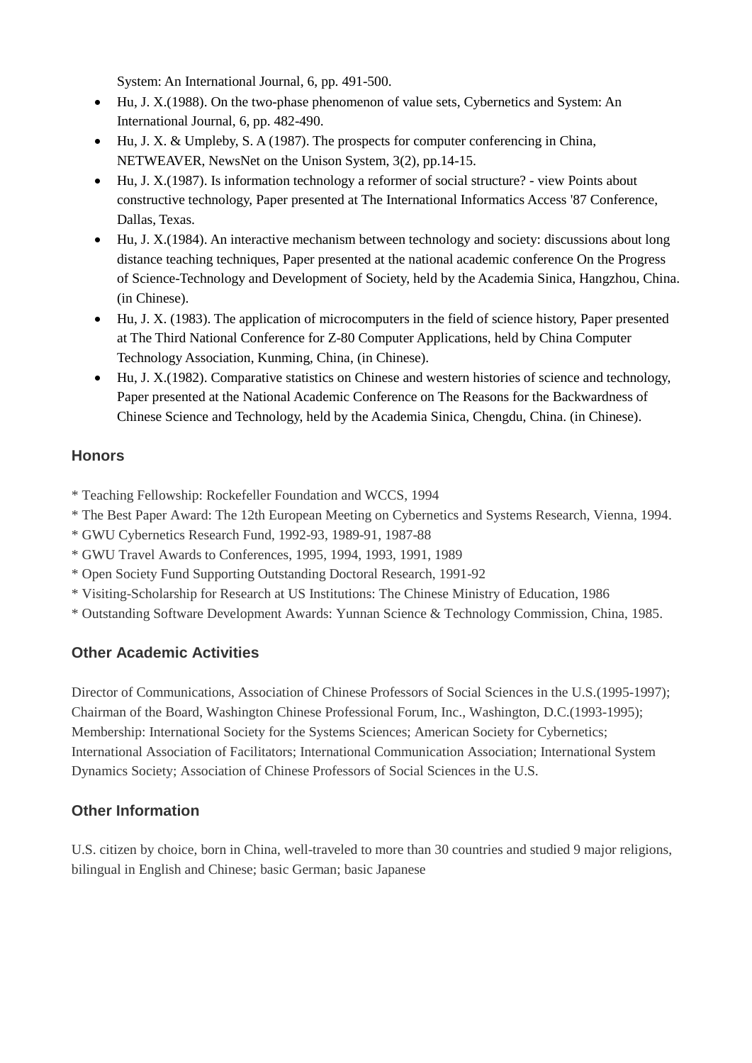System: An International Journal, 6, pp. 491-500.

- Hu, J. X.(1988). On the two-phase phenomenon of value sets, Cybernetics and System: An International Journal, 6, pp. 482-490.
- Hu, J. X. & Umpleby, S. A (1987). The prospects for computer conferencing in China, NETWEAVER, NewsNet on the Unison System, 3(2), pp.14-15.
- Hu, J. X.(1987). Is information technology a reformer of social structure? - view Points about constructive technology, Paper presented at The International Informatics Access '87 Conference, Dallas, Texas.
- Hu, J. X.(1984). An interactive mechanism between technology and society: discussions about long distance teaching techniques, Paper presented at the national academic conference On the Progress of Science-Technology and Development of Society, held by the Academia Sinica, Hangzhou, China. (in Chinese).
- Hu, J. X. (1983). The application of microcomputers in the field of science history, Paper presented at The Third National Conference for Z-80 Computer Applications, held by China Computer Technology Association, Kunming, China, (in Chinese).
- Hu, J. X.(1982). Comparative statistics on Chinese and western histories of science and technology, Paper presented at the National Academic Conference on The Reasons for the Backwardness of Chinese Science and Technology, held by the Academia Sinica, Chengdu, China. (in Chinese).

### Honors

* Teaching Fellowship: Rockefeller Foundation and WCCS, 1994
* The Best Paper Award: The 12th European Meeting on Cybernetics and Systems Research, Vienna, 1994.
* GWU Cybernetics Research Fund, 1992-93, 1989-91, 1987-88
* GWU Travel Awards to Conferences, 1995, 1994, 1993, 1991, 1989
* Open Society Fund Supporting Outstanding Doctoral Research, 1991-92
* Visiting-Scholarship for Research at US Institutions: The Chinese Ministry of Education, 1986
* Outstanding Software Development Awards: Yunnan Science & Technology Commission, China, 1985.

### Other Academic Activities

Director of Communications, Association of Chinese Professors of Social Sciences in the U.S.(1995-1997); Chairman of the Board, Washington Chinese Professional Forum, Inc., Washington, D.C.(1993-1995); Membership: International Society for the Systems Sciences; American Society for Cybernetics; International Association of Facilitators; International Communication Association; International System Dynamics Society; Association of Chinese Professors of Social Sciences in the U.S.

### Other Information

U.S. citizen by choice, born in China, well-traveled to more than 30 countries and studied 9 major religions, bilingual in English and Chinese; basic German; basic Japanese